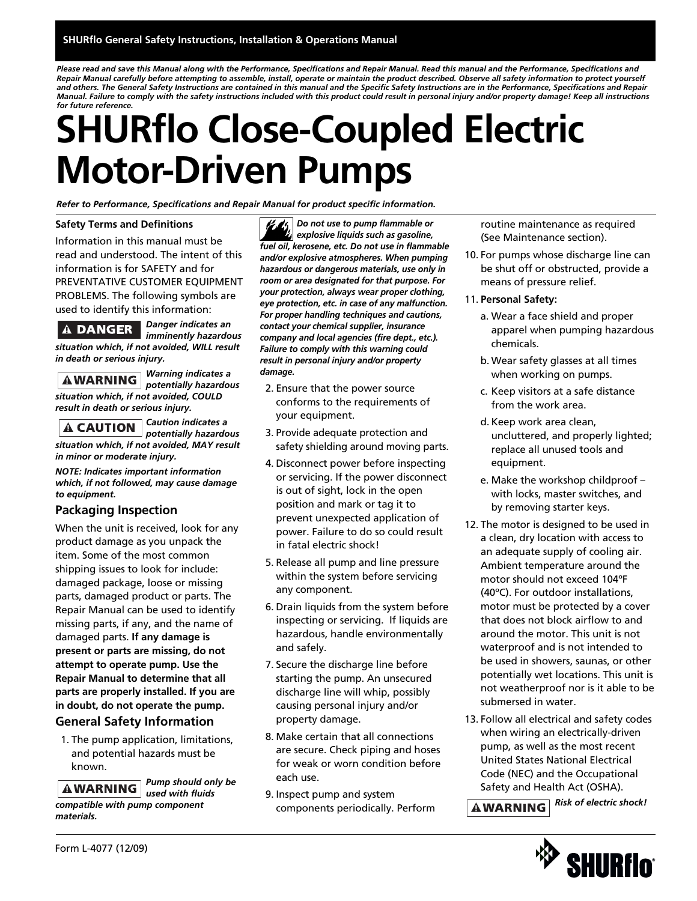*Please read and save this Manual along with the Performance, Specifications and Repair Manual. Read this manual and the Performance, Specifications and Repair Manual carefully before attempting to assemble, install, operate or maintain the product described. Observe all safety information to protect yourself and others. The General Safety Instructions are contained in this manual and the Specific Safety Instructions are in the Performance, Specifications and Repair Manual. Failure to comply with the safety instructions included with this product could result in personal injury and/or property damage! Keep all instructions for future reference.*

# SHURflo Close-Coupled Electric Motor-Driven Pumps

***Refer to Performance, Specifications and Repair Manual for product specific information.***

**Safety Terms and Definitions**

Information in this manual must be read and understood. The intent of this information is for SAFETY and for PREVENTATIVE CUSTOMER EQUIPMENT PROBLEMS. The following symbols are used to identify this information:

**⚠ DANGER** ***Danger indicates an imminently hazardous situation which, if not avoided, WILL result in death or serious injury.***

**⚠ WARNING** ***Warning indicates a potentially hazardous situation which, if not avoided, COULD result in death or serious injury.***

**⚠ CAUTION** ***Caution indicates a potentially hazardous situation which, if not avoided, MAY result in minor or moderate injury.***

***NOTE: Indicates important information which, if not followed, may cause damage to equipment.***

## Packaging Inspection

When the unit is received, look for any product damage as you unpack the item. Some of the most common shipping issues to look for include: damaged package, loose or missing parts, damaged product or parts. The Repair Manual can be used to identify missing parts, if any, and the name of damaged parts. **If any damage is present or parts are missing, do not attempt to operate pump. Use the Repair Manual to determine that all parts are properly installed. If you are in doubt, do not operate the pump.**

## General Safety Information

1. The pump application, limitations, and potential hazards must be known.

**⚠ WARNING** ***Pump should only be used with fluids compatible with pump component materials.***

***Do not use to pump flammable or explosive liquids such as gasoline, fuel oil, kerosene, etc. Do not use in flammable and/or explosive atmospheres. When pumping hazardous or dangerous materials, use only in room or area designated for that purpose. For your protection, always wear proper clothing, eye protection, etc. in case of any malfunction. For proper handling techniques and cautions, contact your chemical supplier, insurance company and local agencies (fire dept., etc.). Failure to comply with this warning could result in personal injury and/or property damage.***

2. Ensure that the power source conforms to the requirements of your equipment.
3. Provide adequate protection and safety shielding around moving parts.
4. Disconnect power before inspecting or servicing. If the power disconnect is out of sight, lock in the open position and mark or tag it to prevent unexpected application of power. Failure to do so could result in fatal electric shock!
5. Release all pump and line pressure within the system before servicing any component.
6. Drain liquids from the system before inspecting or servicing. If liquids are hazardous, handle environmentally and safely.
7. Secure the discharge line before starting the pump. An unsecured discharge line will whip, possibly causing personal injury and/or property damage.
8. Make certain that all connections are secure. Check piping and hoses for weak or worn condition before each use.
9. Inspect pump and system components periodically. Perform routine maintenance as required (See Maintenance section).
10. For pumps whose discharge line can be shut off or obstructed, provide a means of pressure relief.
11. **Personal Safety:**
    a. Wear a face shield and proper apparel when pumping hazardous chemicals.
    b. Wear safety glasses at all times when working on pumps.
    c. Keep visitors at a safe distance from the work area.
    d. Keep work area clean, uncluttered, and properly lighted; replace all unused tools and equipment.
    e. Make the workshop childproof – with locks, master switches, and by removing starter keys.
12. The motor is designed to be used in a clean, dry location with access to an adequate supply of cooling air. Ambient temperature around the motor should not exceed 104°F (40°C). For outdoor installations, motor must be protected by a cover that does not block airflow to and around the motor. This unit is not waterproof and is not intended to be used in showers, saunas, or other potentially wet locations. This unit is not weatherproof nor is it able to be submersed in water.
13. Follow all electrical and safety codes when wiring an electrically-driven pump, as well as the most recent United States National Electrical Code (NEC) and the Occupational Safety and Health Act (OSHA).

**⚠ WARNING** ***Risk of electric shock!***

Form L-4077 (12/09)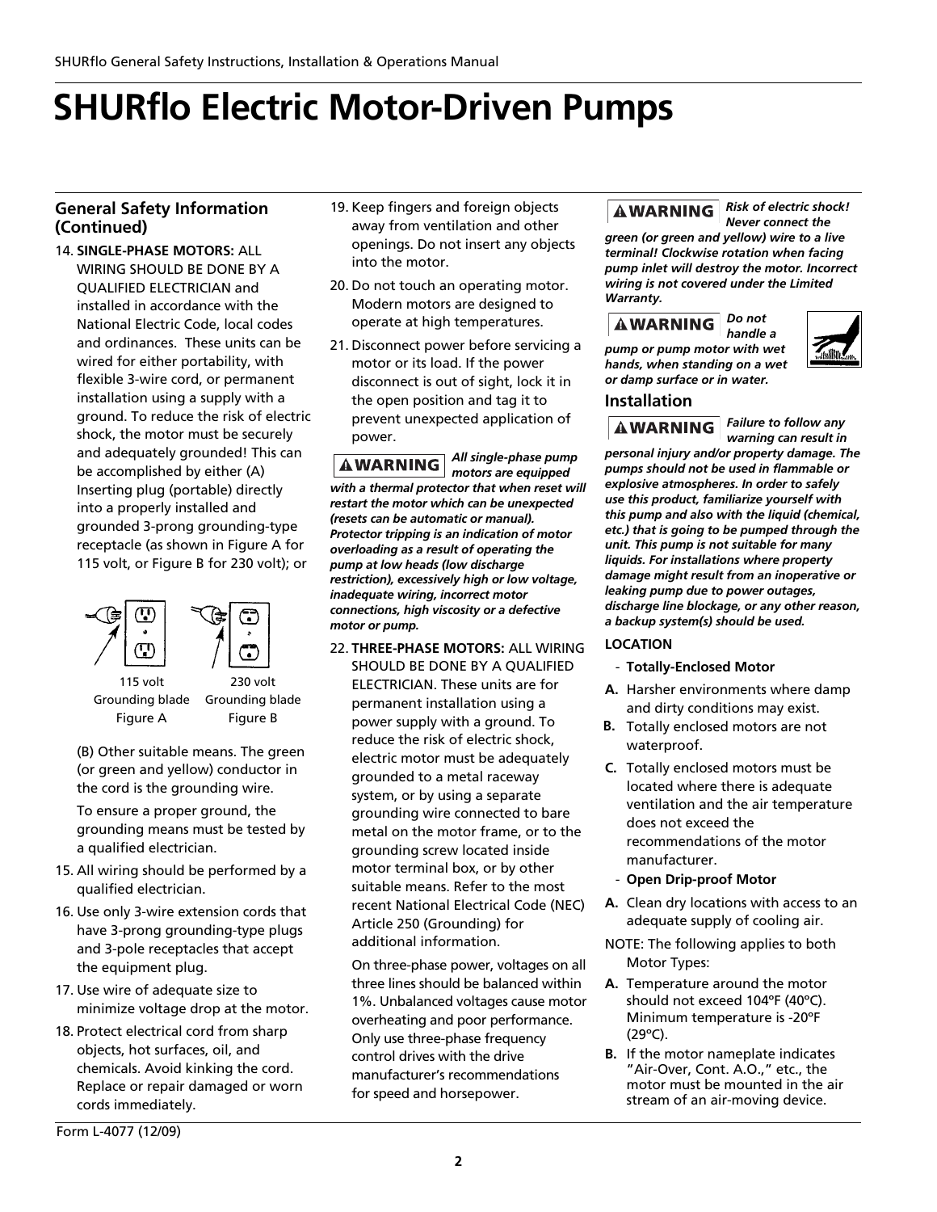# SHURflo Electric Motor-Driven Pumps

## General Safety Information (Continued)

14. **SINGLE-PHASE MOTORS:** ALL WIRING SHOULD BE DONE BY A QUALIFIED ELECTRICIAN and installed in accordance with the National Electric Code, local codes and ordinances. These units can be wired for either portability, with flexible 3-wire cord, or permanent installation using a supply with a ground. To reduce the risk of electric shock, the motor must be securely and adequately grounded! This can be accomplished by either (A) Inserting plug (portable) directly into a properly installed and grounded 3-prong grounding-type receptacle (as shown in Figure A for 115 volt, or Figure B for 230 volt); or

   115 volt Grounding blade Figure A

   230 volt Grounding blade Figure B

   (B) Other suitable means. The green (or green and yellow) conductor in the cord is the grounding wire.

   To ensure a proper ground, the grounding means must be tested by a qualified electrician.

15. All wiring should be performed by a qualified electrician.
16. Use only 3-wire extension cords that have 3-prong grounding-type plugs and 3-pole receptacles that accept the equipment plug.
17. Use wire of adequate size to minimize voltage drop at the motor.
18. Protect electrical cord from sharp objects, hot surfaces, oil, and chemicals. Avoid kinking the cord. Replace or repair damaged or worn cords immediately.
19. Keep fingers and foreign objects away from ventilation and other openings. Do not insert any objects into the motor.
20. Do not touch an operating motor. Modern motors are designed to operate at high temperatures.
21. Disconnect power before servicing a motor or its load. If the power disconnect is out of sight, lock it in the open position and tag it to prevent unexpected application of power.

**⚠WARNING** ***All single-phase pump motors are equipped with a thermal protector that when reset will restart the motor which can be unexpected (resets can be automatic or manual). Protector tripping is an indication of motor overloading as a result of operating the pump at low heads (low discharge restriction), excessively high or low voltage, inadequate wiring, incorrect motor connections, high viscosity or a defective motor or pump.***

22. **THREE-PHASE MOTORS:** ALL WIRING SHOULD BE DONE BY A QUALIFIED ELECTRICIAN. These units are for permanent installation using a power supply with a ground. To reduce the risk of electric shock, electric motor must be adequately grounded to a metal raceway system, or by using a separate grounding wire connected to bare metal on the motor frame, or to the grounding screw located inside motor terminal box, or by other suitable means. Refer to the most recent National Electrical Code (NEC) Article 250 (Grounding) for additional information.

   On three-phase power, voltages on all three lines should be balanced within 1%. Unbalanced voltages cause motor overheating and poor performance. Only use three-phase frequency control drives with the drive manufacturer's recommendations for speed and horsepower.

**⚠WARNING** ***Risk of electric shock! Never connect the green (or green and yellow) wire to a live terminal! Clockwise rotation when facing pump inlet will destroy the motor. Incorrect wiring is not covered under the Limited Warranty.***

**⚠WARNING** ***Do not handle a pump or pump motor with wet hands, when standing on a wet or damp surface or in water.***

## Installation

**⚠WARNING** ***Failure to follow any warning can result in personal injury and/or property damage. The pumps should not be used in flammable or explosive atmospheres. In order to safely use this product, familiarize yourself with this pump and also with the liquid (chemical, etc.) that is going to be pumped through the unit. This pump is not suitable for many liquids. For installations where property damage might result from an inoperative or leaking pump due to power outages, discharge line blockage, or any other reason, a backup system(s) should be used.***

**LOCATION**

- **Totally-Enclosed Motor**

**A.** Harsher environments where damp and dirty conditions may exist.

**B.** Totally enclosed motors are not waterproof.

**C.** Totally enclosed motors must be located where there is adequate ventilation and the air temperature does not exceed the recommendations of the motor manufacturer.

- **Open Drip-proof Motor**

**A.** Clean dry locations with access to an adequate supply of cooling air.

NOTE: The following applies to both Motor Types:

**A.** Temperature around the motor should not exceed 104°F (40°C). Minimum temperature is -20°F (29°C).

**B.** If the motor nameplate indicates "Air-Over, Cont. A.O.," etc., the motor must be mounted in the air stream of an air-moving device.

Form L-4077 (12/09)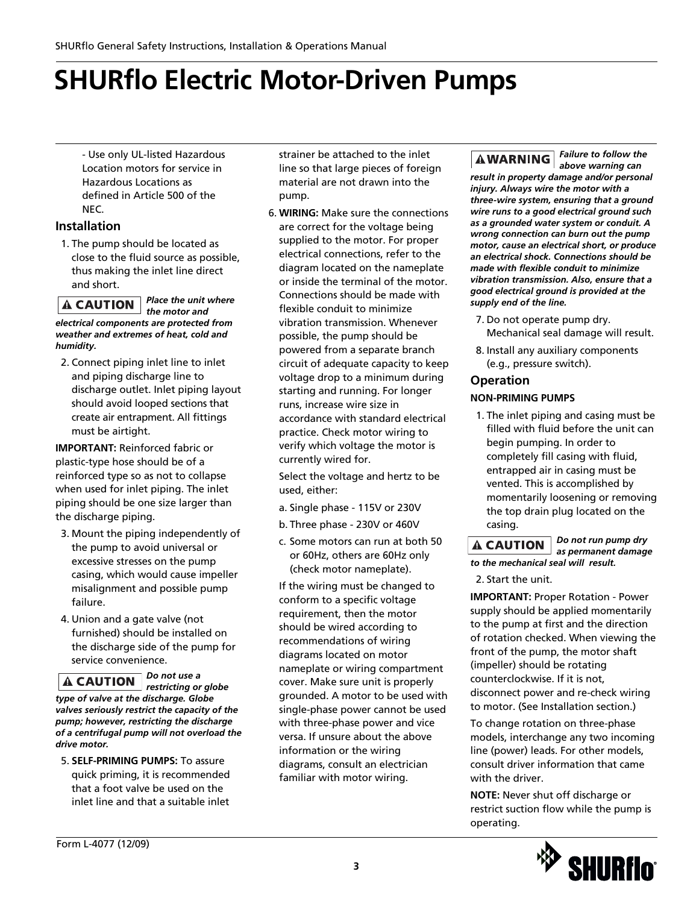# SHURflo Electric Motor-Driven Pumps

- Use only UL-listed Hazardous Location motors for service in Hazardous Locations as defined in Article 500 of the NEC.

### Installation

1. The pump should be located as close to the fluid source as possible, thus making the inlet line direct and short.

**⚠ CAUTION** ***Place the unit where the motor and electrical components are protected from weather and extremes of heat, cold and humidity.***

2. Connect piping inlet line to inlet and piping discharge line to discharge outlet. Inlet piping layout should avoid looped sections that create air entrapment. All fittings must be airtight.

**IMPORTANT:** Reinforced fabric or plastic-type hose should be of a reinforced type so as not to collapse when used for inlet piping. The inlet piping should be one size larger than the discharge piping.

3. Mount the piping independently of the pump to avoid universal or excessive stresses on the pump casing, which would cause impeller misalignment and possible pump failure.
4. Union and a gate valve (not furnished) should be installed on the discharge side of the pump for service convenience.

**⚠ CAUTION** ***Do not use a restricting or globe type of valve at the discharge. Globe valves seriously restrict the capacity of the pump; however, restricting the discharge of a centrifugal pump will not overload the drive motor.***

5. **SELF-PRIMING PUMPS:** To assure quick priming, it is recommended that a foot valve be used on the inlet line and that a suitable inlet strainer be attached to the inlet line so that large pieces of foreign material are not drawn into the pump.
6. **WIRING:** Make sure the connections are correct for the voltage being supplied to the motor. For proper electrical connections, refer to the diagram located on the nameplate or inside the terminal of the motor. Connections should be made with flexible conduit to minimize vibration transmission. Whenever possible, the pump should be powered from a separate branch circuit of adequate capacity to keep voltage drop to a minimum during starting and running. For longer runs, increase wire size in accordance with standard electrical practice. Check motor wiring to verify which voltage the motor is currently wired for.

   Select the voltage and hertz to be used, either:

   a. Single phase - 115V or 230V

   b. Three phase - 230V or 460V

   c. Some motors can run at both 50 or 60Hz, others are 60Hz only (check motor nameplate).

   If the wiring must be changed to conform to a specific voltage requirement, then the motor should be wired according to recommendations of wiring diagrams located on motor nameplate or wiring compartment cover. Make sure unit is properly grounded. A motor to be used with single-phase power cannot be used with three-phase power and vice versa. If unsure about the above information or the wiring diagrams, consult an electrician familiar with motor wiring.

**⚠ WARNING** ***Failure to follow the above warning can result in property damage and/or personal injury. Always wire the motor with a three-wire system, ensuring that a ground wire runs to a good electrical ground such as a grounded water system or conduit. A wrong connection can burn out the pump motor, cause an electrical short, or produce an electrical shock. Connections should be made with flexible conduit to minimize vibration transmission. Also, ensure that a good electrical ground is provided at the supply end of the line.***

7. Do not operate pump dry. Mechanical seal damage will result.
8. Install any auxiliary components (e.g., pressure switch).

### Operation

**NON-PRIMING PUMPS**

1. The inlet piping and casing must be filled with fluid before the unit can begin pumping. In order to completely fill casing with fluid, entrapped air in casing must be vented. This is accomplished by momentarily loosening or removing the top drain plug located on the casing.

**⚠ CAUTION** ***Do not run pump dry as permanent damage to the mechanical seal will result.***

2. Start the unit.

**IMPORTANT:** Proper Rotation - Power supply should be applied momentarily to the pump at first and the direction of rotation checked. When viewing the front of the pump, the motor shaft (impeller) should be rotating counterclockwise. If it is not, disconnect power and re-check wiring to motor. (See Installation section.)

To change rotation on three-phase models, interchange any two incoming line (power) leads. For other models, consult driver information that came with the driver.

**NOTE:** Never shut off discharge or restrict suction flow while the pump is operating.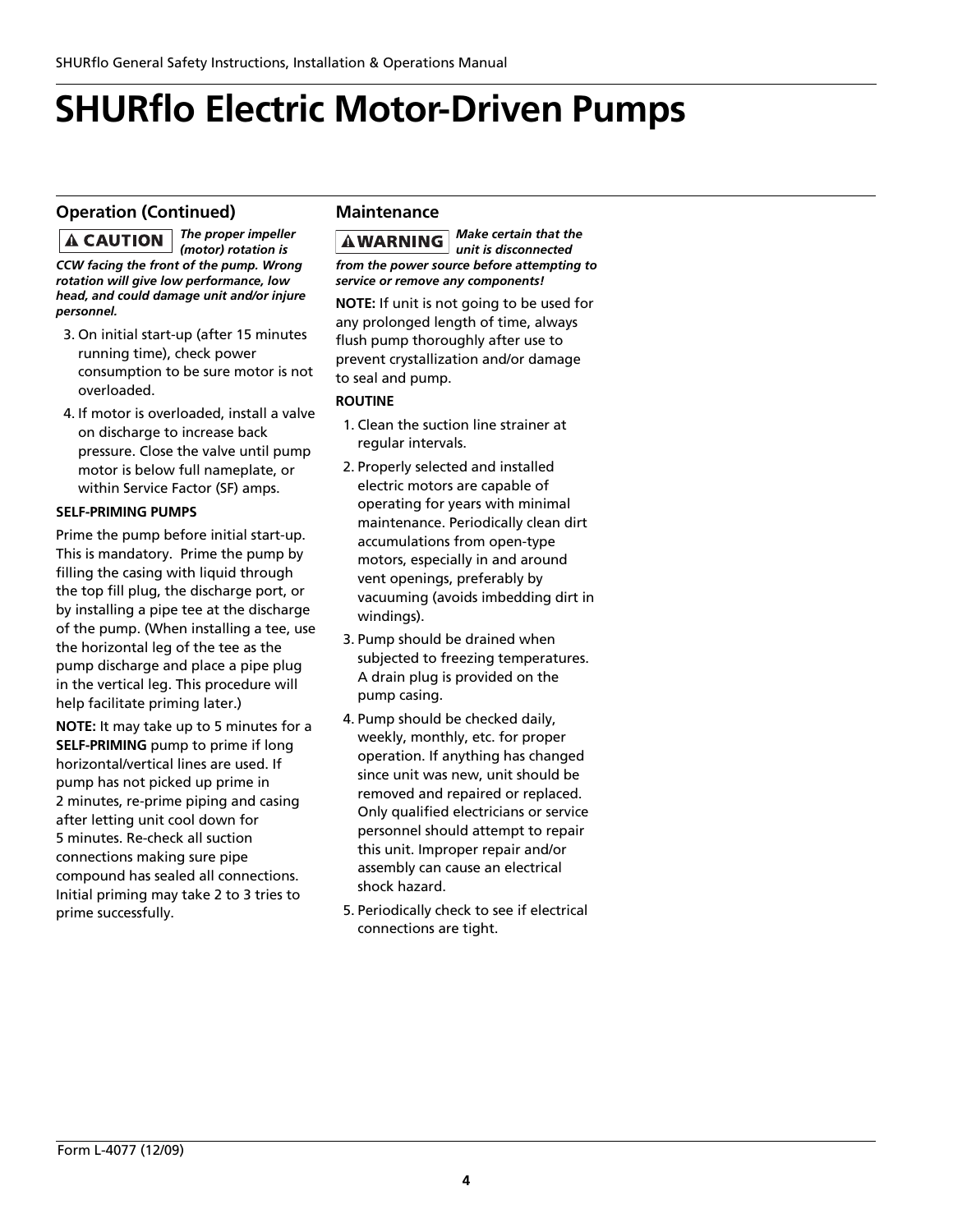# SHURflo Electric Motor-Driven Pumps

## Operation (Continued)

**⚠ CAUTION** ***The proper impeller (motor) rotation is CCW facing the front of the pump. Wrong rotation will give low performance, low head, and could damage unit and/or injure personnel.***

3. On initial start-up (after 15 minutes running time), check power consumption to be sure motor is not overloaded.
4. If motor is overloaded, install a valve on discharge to increase back pressure. Close the valve until pump motor is below full nameplate, or within Service Factor (SF) amps.

**SELF-PRIMING PUMPS**

Prime the pump before initial start-up. This is mandatory. Prime the pump by filling the casing with liquid through the top fill plug, the discharge port, or by installing a pipe tee at the discharge of the pump. (When installing a tee, use the horizontal leg of the tee as the pump discharge and place a pipe plug in the vertical leg. This procedure will help facilitate priming later.)

**NOTE:** It may take up to 5 minutes for a **SELF-PRIMING** pump to prime if long horizontal/vertical lines are used. If pump has not picked up prime in 2 minutes, re-prime piping and casing after letting unit cool down for 5 minutes. Re-check all suction connections making sure pipe compound has sealed all connections. Initial priming may take 2 to 3 tries to prime successfully.

## Maintenance

**⚠ WARNING** ***Make certain that the unit is disconnected from the power source before attempting to service or remove any components!***

**NOTE:** If unit is not going to be used for any prolonged length of time, always flush pump thoroughly after use to prevent crystallization and/or damage to seal and pump.

**ROUTINE**

1. Clean the suction line strainer at regular intervals.
2. Properly selected and installed electric motors are capable of operating for years with minimal maintenance. Periodically clean dirt accumulations from open-type motors, especially in and around vent openings, preferably by vacuuming (avoids imbedding dirt in windings).
3. Pump should be drained when subjected to freezing temperatures. A drain plug is provided on the pump casing.
4. Pump should be checked daily, weekly, monthly, etc. for proper operation. If anything has changed since unit was new, unit should be removed and repaired or replaced. Only qualified electricians or service personnel should attempt to repair this unit. Improper repair and/or assembly can cause an electrical shock hazard.
5. Periodically check to see if electrical connections are tight.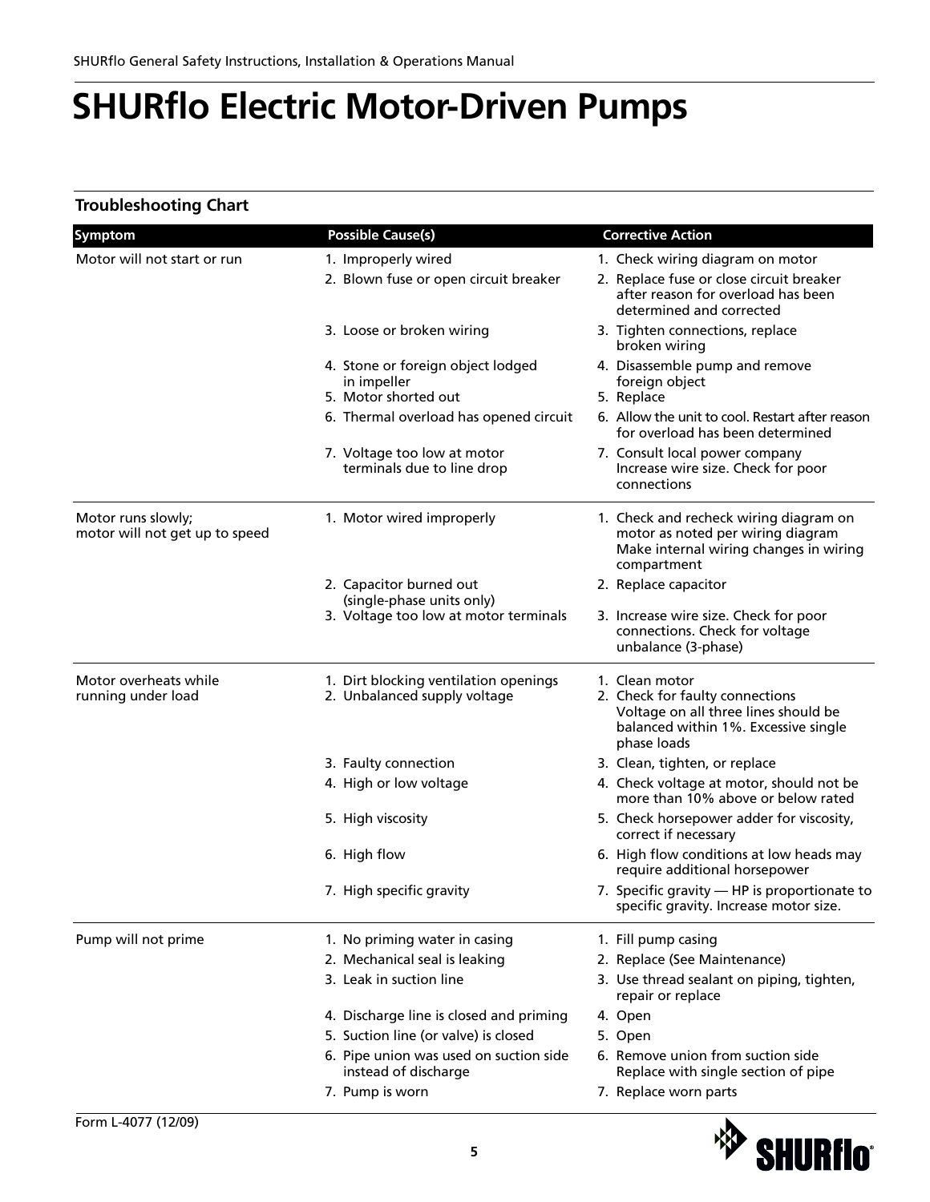# SHURflo Electric Motor-Driven Pumps

### Troubleshooting Chart

| Symptom | Possible Cause(s) | Corrective Action |
|---|---|---|
| Motor will not start or run | 1. Improperly wired | 1. Check wiring diagram on motor |
| | 2. Blown fuse or open circuit breaker | 2. Replace fuse or close circuit breaker after reason for overload has been determined and corrected |
| | 3. Loose or broken wiring | 3. Tighten connections, replace broken wiring |
| | 4. Stone or foreign object lodged in impeller | 4. Disassemble pump and remove foreign object |
| | 5. Motor shorted out | 5. Replace |
| | 6. Thermal overload has opened circuit | 6. Allow the unit to cool. Restart after reason for overload has been determined |
| | 7. Voltage too low at motor terminals due to line drop | 7. Consult local power company Increase wire size. Check for poor connections |
| Motor runs slowly; motor will not get up to speed | 1. Motor wired improperly | 1. Check and recheck wiring diagram on motor as noted per wiring diagram Make internal wiring changes in wiring compartment |
| | 2. Capacitor burned out (single-phase units only) | 2. Replace capacitor |
| | 3. Voltage too low at motor terminals | 3. Increase wire size. Check for poor connections. Check for voltage unbalance (3-phase) |
| Motor overheats while running under load | 1. Dirt blocking ventilation openings | 1. Clean motor |
| | 2. Unbalanced supply voltage | 2. Check for faulty connections Voltage on all three lines should be balanced within 1%. Excessive single phase loads |
| | 3. Faulty connection | 3. Clean, tighten, or replace |
| | 4. High or low voltage | 4. Check voltage at motor, should not be more than 10% above or below rated |
| | 5. High viscosity | 5. Check horsepower adder for viscosity, correct if necessary |
| | 6. High flow | 6. High flow conditions at low heads may require additional horsepower |
| | 7. High specific gravity | 7. Specific gravity — HP is proportionate to specific gravity. Increase motor size. |
| Pump will not prime | 1. No priming water in casing | 1. Fill pump casing |
| | 2. Mechanical seal is leaking | 2. Replace (See Maintenance) |
| | 3. Leak in suction line | 3. Use thread sealant on piping, tighten, repair or replace |
| | 4. Discharge line is closed and priming | 4. Open |
| | 5. Suction line (or valve) is closed | 5. Open |
| | 6. Pipe union was used on suction side instead of discharge | 6. Remove union from suction side Replace with single section of pipe |
| | 7. Pump is worn | 7. Replace worn parts |

Form L-4077 (12/09)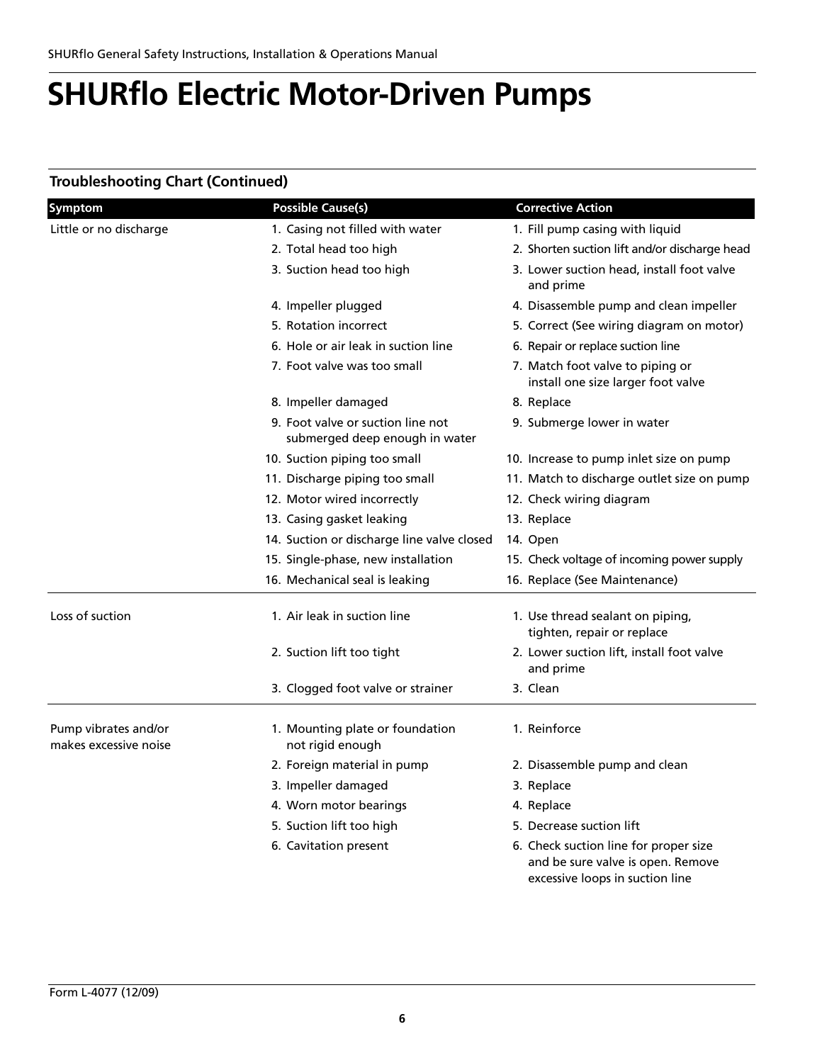# SHURflo Electric Motor-Driven Pumps

### Troubleshooting Chart (Continued)

| Symptom | Possible Cause(s) | Corrective Action |
| --- | --- | --- |
| Little or no discharge | 1. Casing not filled with water | 1. Fill pump casing with liquid |
| | 2. Total head too high | 2. Shorten suction lift and/or discharge head |
| | 3. Suction head too high | 3. Lower suction head, install foot valve and prime |
| | 4. Impeller plugged | 4. Disassemble pump and clean impeller |
| | 5. Rotation incorrect | 5. Correct (See wiring diagram on motor) |
| | 6. Hole or air leak in suction line | 6. Repair or replace suction line |
| | 7. Foot valve was too small | 7. Match foot valve to piping or install one size larger foot valve |
| | 8. Impeller damaged | 8. Replace |
| | 9. Foot valve or suction line not submerged deep enough in water | 9. Submerge lower in water |
| | 10. Suction piping too small | 10. Increase to pump inlet size on pump |
| | 11. Discharge piping too small | 11. Match to discharge outlet size on pump |
| | 12. Motor wired incorrectly | 12. Check wiring diagram |
| | 13. Casing gasket leaking | 13. Replace |
| | 14. Suction or discharge line valve closed | 14. Open |
| | 15. Single-phase, new installation | 15. Check voltage of incoming power supply |
| | 16. Mechanical seal is leaking | 16. Replace (See Maintenance) |
| Loss of suction | 1. Air leak in suction line | 1. Use thread sealant on piping, tighten, repair or replace |
| | 2. Suction lift too tight | 2. Lower suction lift, install foot valve and prime |
| | 3. Clogged foot valve or strainer | 3. Clean |
| Pump vibrates and/or makes excessive noise | 1. Mounting plate or foundation not rigid enough | 1. Reinforce |
| | 2. Foreign material in pump | 2. Disassemble pump and clean |
| | 3. Impeller damaged | 3. Replace |
| | 4. Worn motor bearings | 4. Replace |
| | 5. Suction lift too high | 5. Decrease suction lift |
| | 6. Cavitation present | 6. Check suction line for proper size and be sure valve is open. Remove excessive loops in suction line |

Form L-4077 (12/09)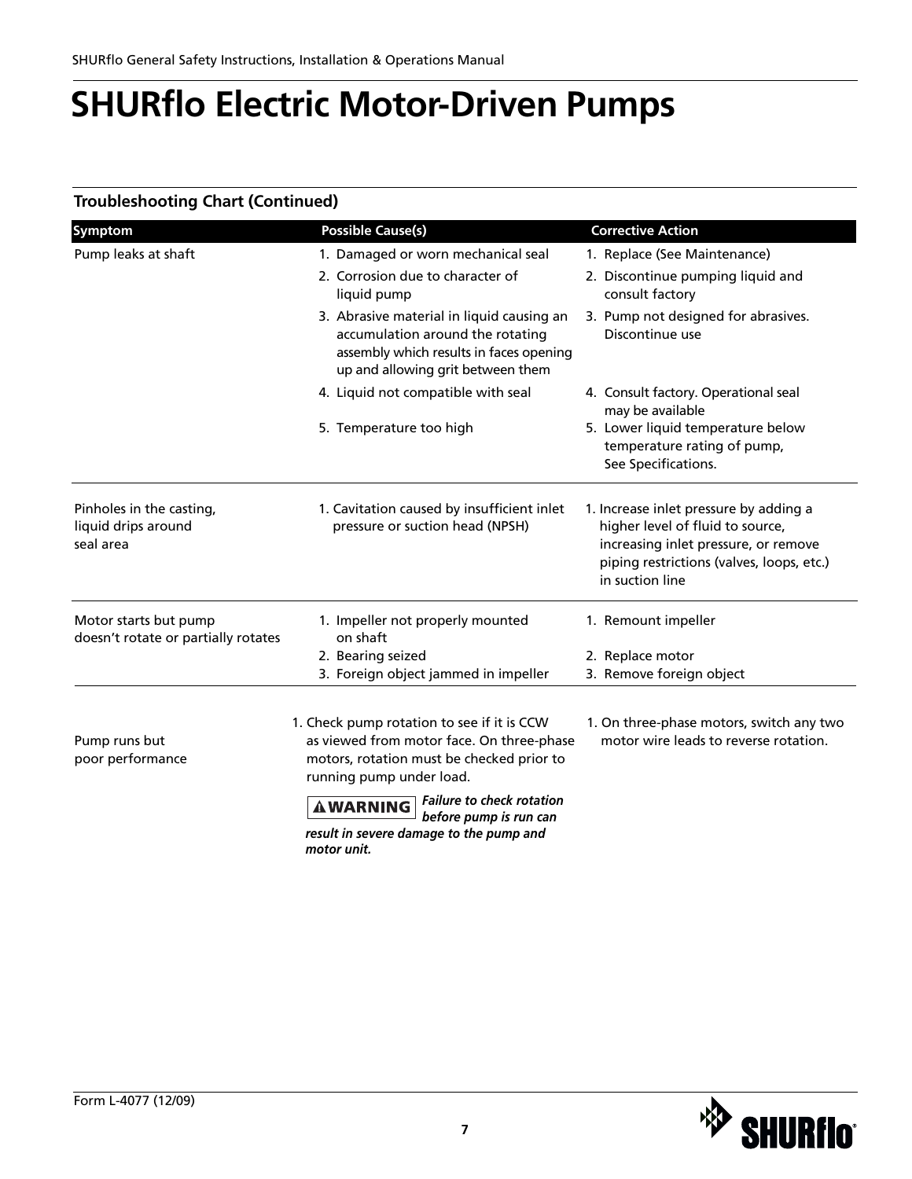# SHURflo Electric Motor-Driven Pumps

### Troubleshooting Chart (Continued)

| Symptom | Possible Cause(s) | Corrective Action |
|---|---|---|
| Pump leaks at shaft | 1. Damaged or worn mechanical seal | 1. Replace (See Maintenance) |
| | 2. Corrosion due to character of liquid pump | 2. Discontinue pumping liquid and consult factory |
| | 3. Abrasive material in liquid causing an accumulation around the rotating assembly which results in faces opening up and allowing grit between them | 3. Pump not designed for abrasives. Discontinue use |
| | 4. Liquid not compatible with seal | 4. Consult factory. Operational seal may be available |
| | 5. Temperature too high | 5. Lower liquid temperature below temperature rating of pump, See Specifications. |
| Pinholes in the casting, liquid drips around seal area | 1. Cavitation caused by insufficient inlet pressure or suction head (NPSH) | 1. Increase inlet pressure by adding a higher level of fluid to source, increasing inlet pressure, or remove piping restrictions (valves, loops, etc.) in suction line |
| Motor starts but pump doesn't rotate or partially rotates | 1. Impeller not properly mounted on shaft | 1. Remount impeller |
| | 2. Bearing seized | 2. Replace motor |
| | 3. Foreign object jammed in impeller | 3. Remove foreign object |
| Pump runs but poor performance | 1. Check pump rotation to see if it is CCW as viewed from motor face. On three-phase motors, rotation must be checked prior to running pump under load. **⚠WARNING** ***Failure to check rotation before pump is run can result in severe damage to the pump and motor unit.*** | 1. On three-phase motors, switch any two motor wire leads to reverse rotation. |

Form L-4077 (12/09)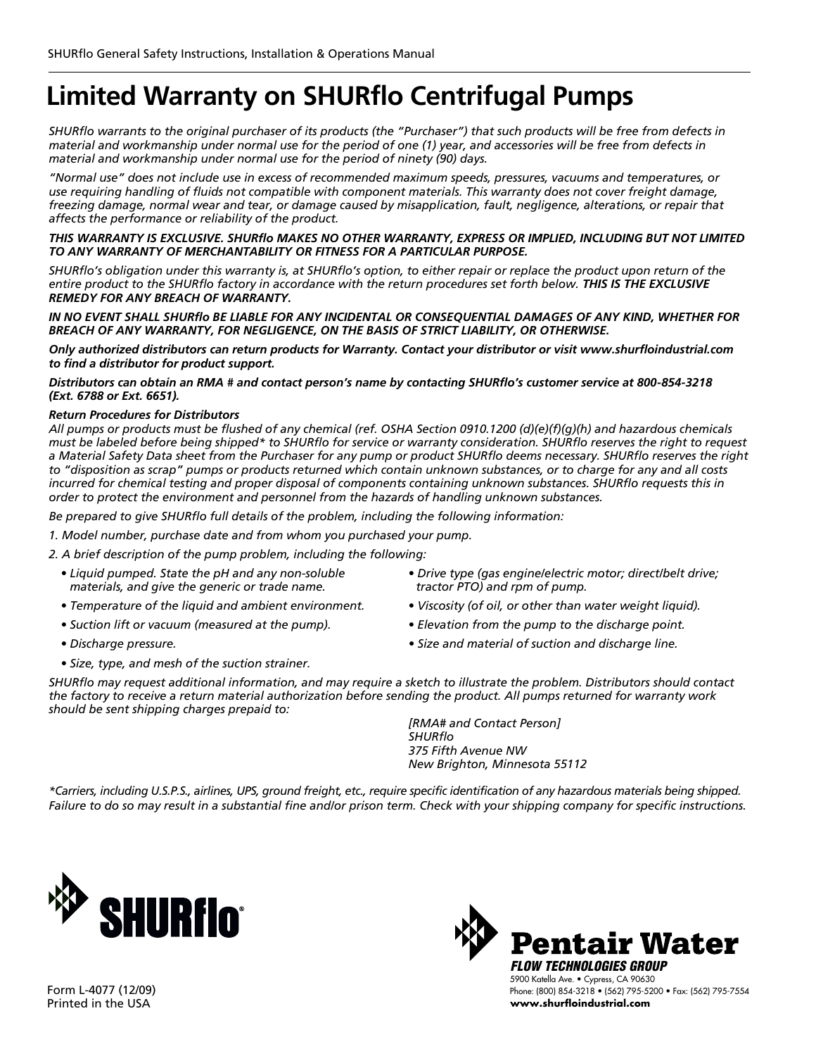# Limited Warranty on SHURflo Centrifugal Pumps

*SHURflo warrants to the original purchaser of its products (the "Purchaser") that such products will be free from defects in material and workmanship under normal use for the period of one (1) year, and accessories will be free from defects in material and workmanship under normal use for the period of ninety (90) days.*

*"Normal use" does not include use in excess of recommended maximum speeds, pressures, vacuums and temperatures, or use requiring handling of fluids not compatible with component materials. This warranty does not cover freight damage, freezing damage, normal wear and tear, or damage caused by misapplication, fault, negligence, alterations, or repair that affects the performance or reliability of the product.*

***THIS WARRANTY IS EXCLUSIVE. SHURflo MAKES NO OTHER WARRANTY, EXPRESS OR IMPLIED, INCLUDING BUT NOT LIMITED TO ANY WARRANTY OF MERCHANTABILITY OR FITNESS FOR A PARTICULAR PURPOSE.***

*SHURflo's obligation under this warranty is, at SHURflo's option, to either repair or replace the product upon return of the entire product to the SHURflo factory in accordance with the return procedures set forth below.* ***THIS IS THE EXCLUSIVE REMEDY FOR ANY BREACH OF WARRANTY.***

***IN NO EVENT SHALL SHURflo BE LIABLE FOR ANY INCIDENTAL OR CONSEQUENTIAL DAMAGES OF ANY KIND, WHETHER FOR BREACH OF ANY WARRANTY, FOR NEGLIGENCE, ON THE BASIS OF STRICT LIABILITY, OR OTHERWISE.***

***Only authorized distributors can return products for Warranty. Contact your distributor or visit www.shurfloindustrial.com to find a distributor for product support.***

***Distributors can obtain an RMA # and contact person's name by contacting SHURflo's customer service at 800-854-3218 (Ext. 6788 or Ext. 6651).***

***Return Procedures for Distributors***

*All pumps or products must be flushed of any chemical (ref. OSHA Section 0910.1200 (d)(e)(f)(g)(h) and hazardous chemicals must be labeled before being shipped\* to SHURflo for service or warranty consideration. SHURflo reserves the right to request a Material Safety Data sheet from the Purchaser for any pump or product SHURflo deems necessary. SHURflo reserves the right to "disposition as scrap" pumps or products returned which contain unknown substances, or to charge for any and all costs incurred for chemical testing and proper disposal of components containing unknown substances. SHURflo requests this in order to protect the environment and personnel from the hazards of handling unknown substances.*

*Be prepared to give SHURflo full details of the problem, including the following information:*

*1. Model number, purchase date and from whom you purchased your pump.*

*2. A brief description of the pump problem, including the following:*

- *Liquid pumped. State the pH and any non-soluble materials, and give the generic or trade name.*
- *Temperature of the liquid and ambient environment.*
- *Suction lift or vacuum (measured at the pump).*
- *Discharge pressure.*
- *Size, type, and mesh of the suction strainer.*
- *Drive type (gas engine/electric motor; direct/belt drive; tractor PTO) and rpm of pump.*
- *Viscosity (of oil, or other than water weight liquid).*
- *Elevation from the pump to the discharge point.*
- *Size and material of suction and discharge line.*

*SHURflo may request additional information, and may require a sketch to illustrate the problem. Distributors should contact the factory to receive a return material authorization before sending the product. All pumps returned for warranty work should be sent shipping charges prepaid to:*

*[RMA# and Contact Person]*
*SHURflo*
*375 Fifth Avenue NW*
*New Brighton, Minnesota 55112*

*\*Carriers, including U.S.P.S., airlines, UPS, ground freight, etc., require specific identification of any hazardous materials being shipped. Failure to do so may result in a substantial fine and/or prison term. Check with your shipping company for specific instructions.*

SHURflo®

Form L-4077 (12/09)
Printed in the USA

**Pentair Water**
***FLOW TECHNOLOGIES GROUP***
5900 Katella Ave. • Cypress, CA 90630
Phone: (800) 854-3218 • (562) 795-5200 • Fax: (562) 795-7554
**www.shurfloindustrial.com**